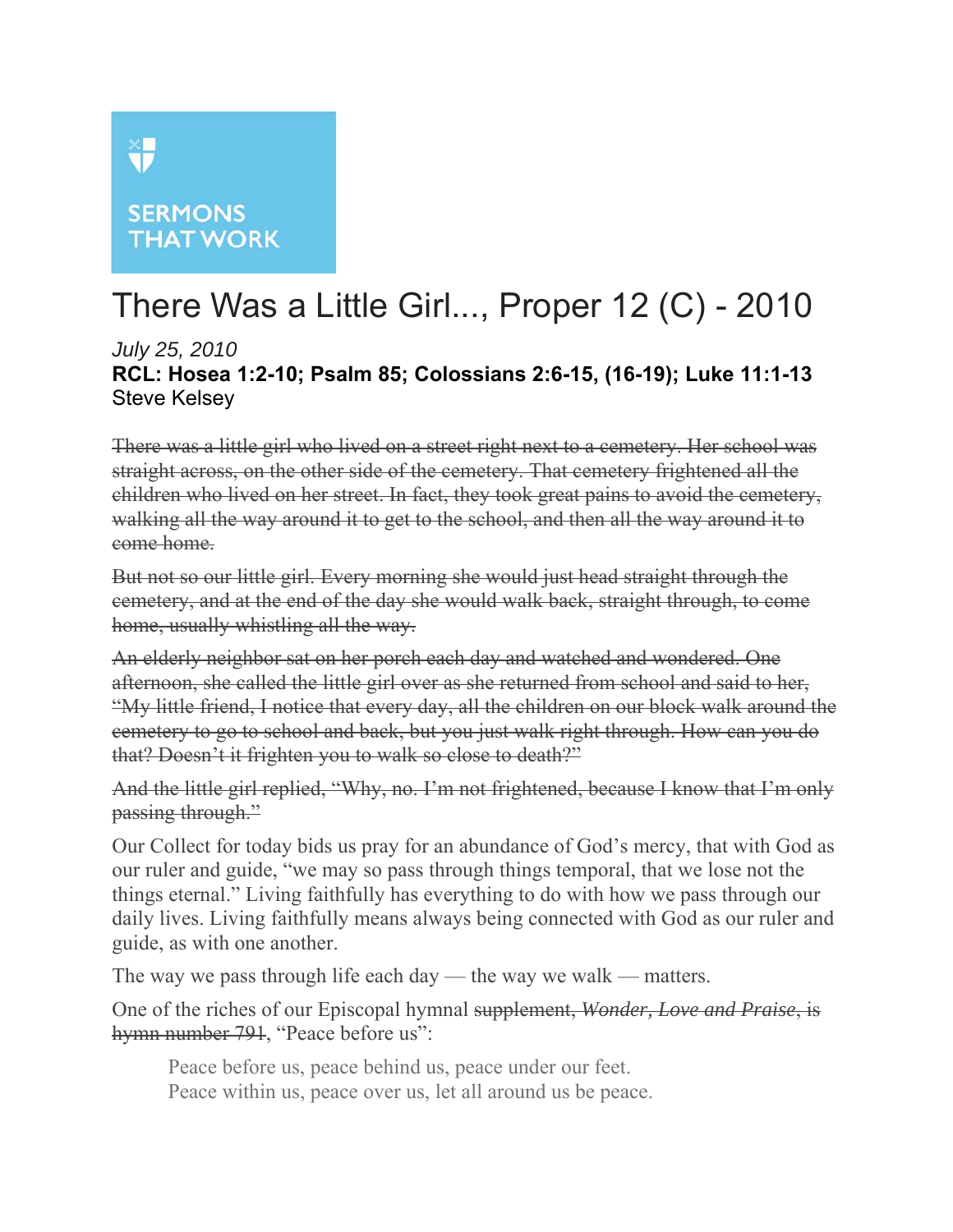SERMONS THAT WORK

# There Was a Little Girl..., Proper 12 (C) - 2010

*July 25, 2010*

**RCL: Hosea 1:2-10; Psalm 85; Colossians 2:6-15, (16-19); Luke 11:1-13**

Steve Kelsey

~~There was a little girl who lived on a street right next to a cemetery. Her school was straight across, on the other side of the cemetery. That cemetery frightened all the children who lived on her street. In fact, they took great pains to avoid the cemetery, walking all the way around it to get to the school, and then all the way around it to come home.~~

~~But not so our little girl. Every morning she would just head straight through the cemetery, and at the end of the day she would walk back, straight through, to come home, usually whistling all the way.~~

~~An elderly neighbor sat on her porch each day and watched and wondered. One afternoon, she called the little girl over as she returned from school and said to her, "My little friend, I notice that every day, all the children on our block walk around the cemetery to go to school and back, but you just walk right through. How can you do that? Doesn't it frighten you to walk so close to death?"~~

~~And the little girl replied, "Why, no. I'm not frightened, because I know that I'm only passing through."~~

Our Collect for today bids us pray for an abundance of God's mercy, that with God as our ruler and guide, "we may so pass through things temporal, that we lose not the things eternal." Living faithfully has everything to do with how we pass through our daily lives. Living faithfully means always being connected with God as our ruler and guide, as with one another.

The way we pass through life each day — the way we walk — matters.

One of the riches of our Episcopal hymnal ~~supplement, *Wonder, Love and Praise*, is hymn number 791~~, "Peace before us":

> Peace before us, peace behind us, peace under our feet.
> Peace within us, peace over us, let all around us be peace.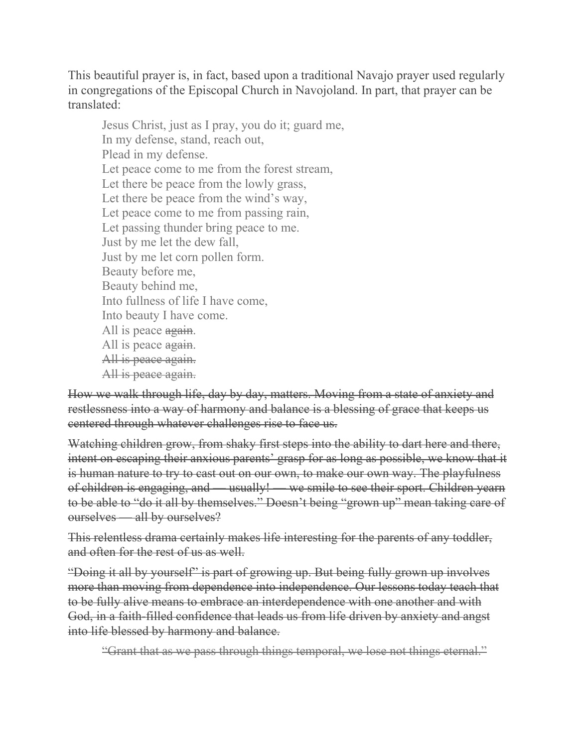This beautiful prayer is, in fact, based upon a traditional Navajo prayer used regularly in congregations of the Episcopal Church in Navojoland. In part, that prayer can be translated:

> Jesus Christ, just as I pray, you do it; guard me,
> In my defense, stand, reach out,
> Plead in my defense.
> Let peace come to me from the forest stream,
> Let there be peace from the lowly grass,
> Let there be peace from the wind's way,
> Let peace come to me from passing rain,
> Let passing thunder bring peace to me.
> Just by me let the dew fall,
> Just by me let corn pollen form.
> Beauty before me,
> Beauty behind me,
> Into fullness of life I have come,
> Into beauty I have come.
> All is peace ~~again~~.
> All is peace ~~again~~.
> ~~All is peace again.~~
> ~~All is peace again.~~

~~How we walk through life, day by day, matters. Moving from a state of anxiety and restlessness into a way of harmony and balance is a blessing of grace that keeps us centered through whatever challenges rise to face us.~~

~~Watching children grow, from shaky first steps into the ability to dart here and there, intent on escaping their anxious parents' grasp for as long as possible, we know that it is human nature to try to cast out on our own, to make our own way. The playfulness of children is engaging, and — usually! — we smile to see their sport. Children yearn to be able to "do it all by themselves." Doesn't being "grown up" mean taking care of ourselves — all by ourselves?~~

~~This relentless drama certainly makes life interesting for the parents of any toddler, and often for the rest of us as well.~~

~~"Doing it all by yourself" is part of growing up. But being fully grown up involves more than moving from dependence into independence. Our lessons today teach that to be fully alive means to embrace an interdependence with one another and with God, in a faith-filled confidence that leads us from life driven by anxiety and angst into life blessed by harmony and balance.~~

> ~~"Grant that as we pass through things temporal, we lose not things eternal."~~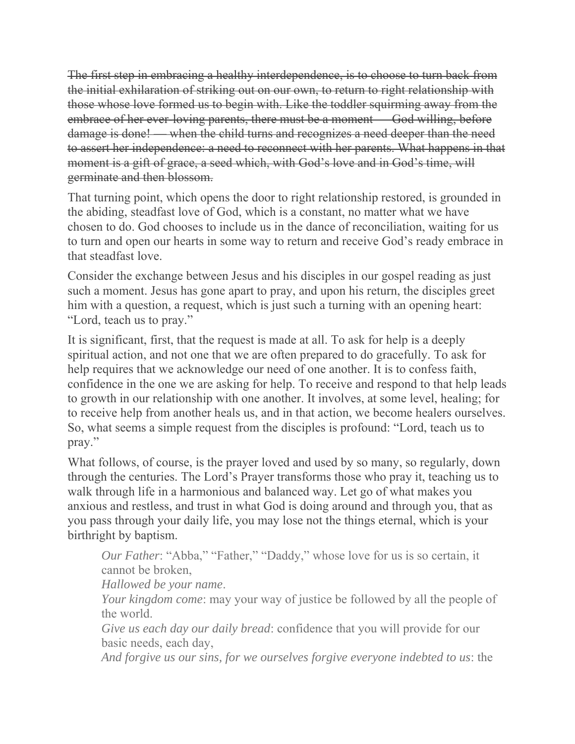~~The first step in embracing a healthy interdependence, is to choose to turn back from the initial exhilaration of striking out on our own, to return to right relationship with those whose love formed us to begin with. Like the toddler squirming away from the embrace of her ever-loving parents, there must be a moment — God willing, before damage is done! — when the child turns and recognizes a need deeper than the need to assert her independence: a need to reconnect with her parents. What happens in that moment is a gift of grace, a seed which, with God's love and in God's time, will germinate and then blossom.~~

That turning point, which opens the door to right relationship restored, is grounded in the abiding, steadfast love of God, which is a constant, no matter what we have chosen to do. God chooses to include us in the dance of reconciliation, waiting for us to turn and open our hearts in some way to return and receive God's ready embrace in that steadfast love.

Consider the exchange between Jesus and his disciples in our gospel reading as just such a moment. Jesus has gone apart to pray, and upon his return, the disciples greet him with a question, a request, which is just such a turning with an opening heart: "Lord, teach us to pray."

It is significant, first, that the request is made at all. To ask for help is a deeply spiritual action, and not one that we are often prepared to do gracefully. To ask for help requires that we acknowledge our need of one another. It is to confess faith, confidence in the one we are asking for help. To receive and respond to that help leads to growth in our relationship with one another. It involves, at some level, healing; for to receive help from another heals us, and in that action, we become healers ourselves. So, what seems a simple request from the disciples is profound: "Lord, teach us to pray."

What follows, of course, is the prayer loved and used by so many, so regularly, down through the centuries. The Lord's Prayer transforms those who pray it, teaching us to walk through life in a harmonious and balanced way. Let go of what makes you anxious and restless, and trust in what God is doing around and through you, that as you pass through your daily life, you may lose not the things eternal, which is your birthright by baptism.

> *Our Father*: "Abba," "Father," "Daddy," whose love for us is so certain, it cannot be broken,
> *Hallowed be your name*.
> *Your kingdom come*: may your way of justice be followed by all the people of the world.
> *Give us each day our daily bread*: confidence that you will provide for our basic needs, each day,
> *And forgive us our sins, for we ourselves forgive everyone indebted to us*: the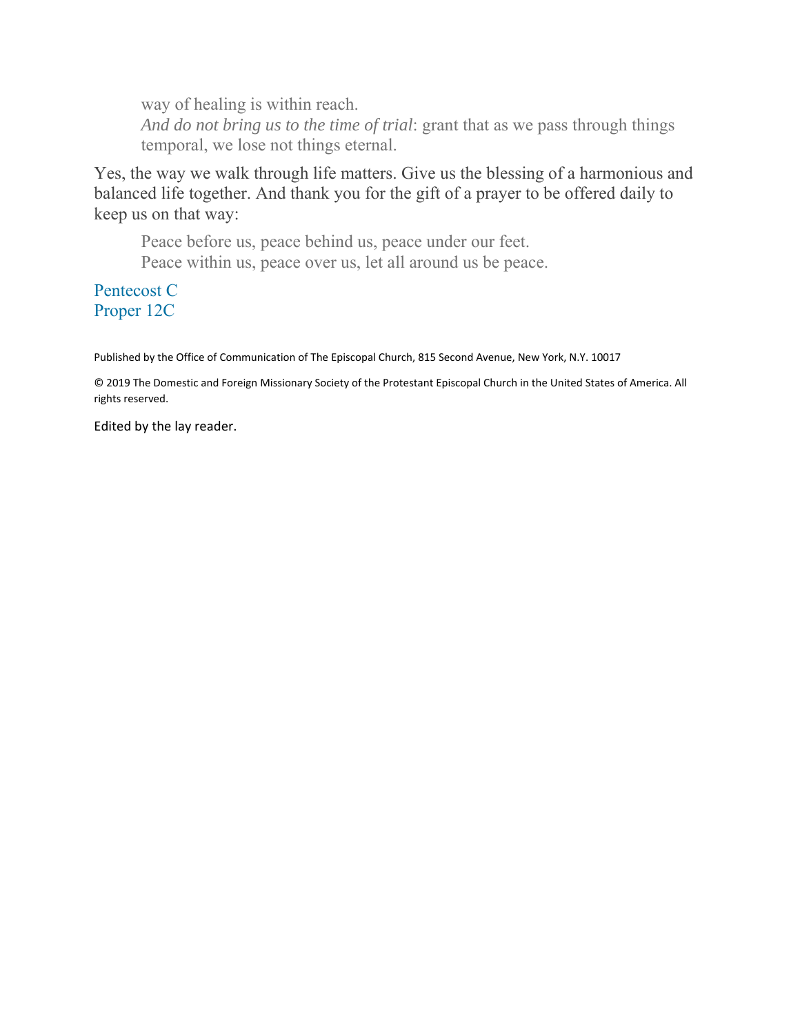way of healing is within reach.
*And do not bring us to the time of trial*: grant that as we pass through things temporal, we lose not things eternal.

Yes, the way we walk through life matters. Give us the blessing of a harmonious and balanced life together. And thank you for the gift of a prayer to be offered daily to keep us on that way:

> Peace before us, peace behind us, peace under our feet.
> Peace within us, peace over us, let all around us be peace.

Pentecost C
Proper 12C

Published by the Office of Communication of The Episcopal Church, 815 Second Avenue, New York, N.Y. 10017

© 2019 The Domestic and Foreign Missionary Society of the Protestant Episcopal Church in the United States of America. All rights reserved.

Edited by the lay reader.